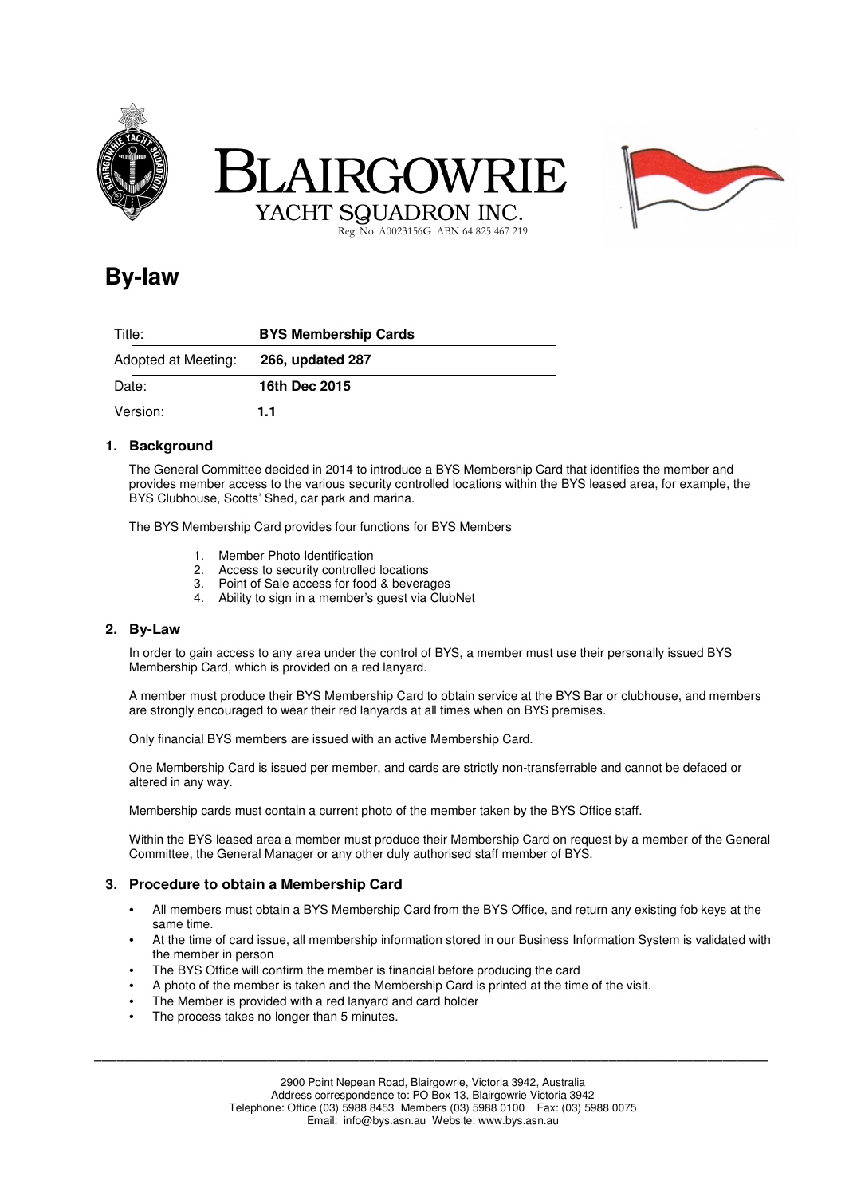# BLAIRGOWRIE

YACHT SQUADRON INC.

Reg. No. A0023156G ABN 64 825 467 219

# By-law

| Title: | BYS Membership Cards |
|---|---|
| Adopted at Meeting: | 266, updated 287 |
| Date: | 16th Dec 2015 |
| Version: | 1.1 |

## 1. Background

The General Committee decided in 2014 to introduce a BYS Membership Card that identifies the member and provides member access to the various security controlled locations within the BYS leased area, for example, the BYS Clubhouse, Scotts' Shed, car park and marina.

The BYS Membership Card provides four functions for BYS Members

1. Member Photo Identification
2. Access to security controlled locations
3. Point of Sale access for food & beverages
4. Ability to sign in a member's guest via ClubNet

## 2. By-Law

In order to gain access to any area under the control of BYS, a member must use their personally issued BYS Membership Card, which is provided on a red lanyard.

A member must produce their BYS Membership Card to obtain service at the BYS Bar or clubhouse, and members are strongly encouraged to wear their red lanyards at all times when on BYS premises.

Only financial BYS members are issued with an active Membership Card.

One Membership Card is issued per member, and cards are strictly non-transferrable and cannot be defaced or altered in any way.

Membership cards must contain a current photo of the member taken by the BYS Office staff.

Within the BYS leased area a member must produce their Membership Card on request by a member of the General Committee, the General Manager or any other duly authorised staff member of BYS.

## 3. Procedure to obtain a Membership Card

- All members must obtain a BYS Membership Card from the BYS Office, and return any existing fob keys at the same time.
- At the time of card issue, all membership information stored in our Business Information System is validated with the member in person
- The BYS Office will confirm the member is financial before producing the card
- A photo of the member is taken and the Membership Card is printed at the time of the visit.
- The Member is provided with a red lanyard and card holder
- The process takes no longer than 5 minutes.

2900 Point Nepean Road, Blairgowrie, Victoria 3942, Australia
Address correspondence to: PO Box 13, Blairgowrie Victoria 3942
Telephone: Office (03) 5988 8453 Members (03) 5988 0100 Fax: (03) 5988 0075
Email: info@bys.asn.au Website: www.bys.asn.au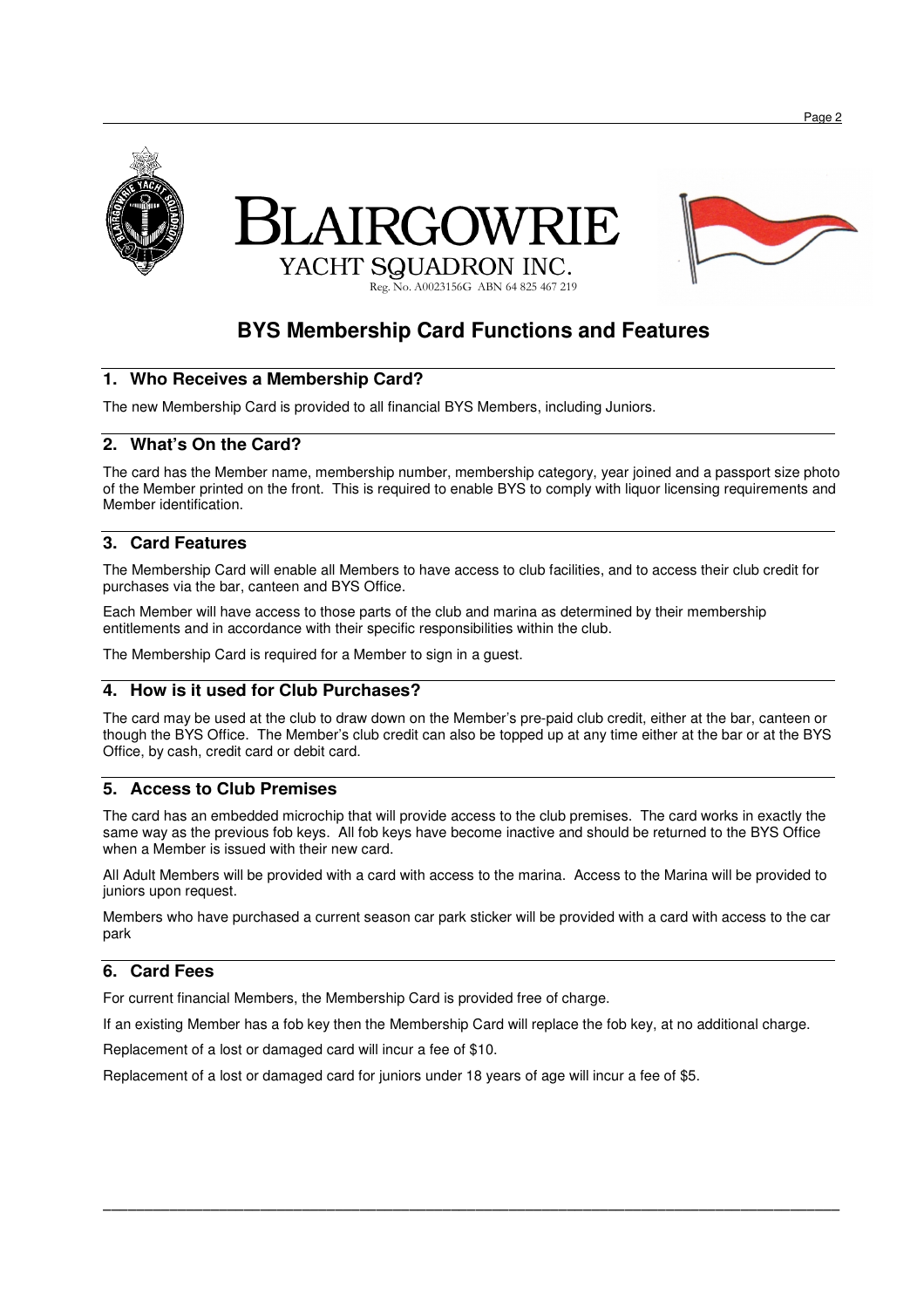# BLAIRGOWRIE

YACHT SQUADRON INC.

Reg. No. A0023156G ABN 64 825 467 219

## BYS Membership Card Functions and Features

### 1. Who Receives a Membership Card?

The new Membership Card is provided to all financial BYS Members, including Juniors.

### 2. What's On the Card?

The card has the Member name, membership number, membership category, year joined and a passport size photo of the Member printed on the front. This is required to enable BYS to comply with liquor licensing requirements and Member identification.

### 3. Card Features

The Membership Card will enable all Members to have access to club facilities, and to access their club credit for purchases via the bar, canteen and BYS Office.

Each Member will have access to those parts of the club and marina as determined by their membership entitlements and in accordance with their specific responsibilities within the club.

The Membership Card is required for a Member to sign in a guest.

### 4. How is it used for Club Purchases?

The card may be used at the club to draw down on the Member's pre-paid club credit, either at the bar, canteen or though the BYS Office. The Member's club credit can also be topped up at any time either at the bar or at the BYS Office, by cash, credit card or debit card.

### 5. Access to Club Premises

The card has an embedded microchip that will provide access to the club premises. The card works in exactly the same way as the previous fob keys. All fob keys have become inactive and should be returned to the BYS Office when a Member is issued with their new card.

All Adult Members will be provided with a card with access to the marina. Access to the Marina will be provided to juniors upon request.

Members who have purchased a current season car park sticker will be provided with a card with access to the car park

### 6. Card Fees

For current financial Members, the Membership Card is provided free of charge.

If an existing Member has a fob key then the Membership Card will replace the fob key, at no additional charge.

Replacement of a lost or damaged card will incur a fee of $10.

Replacement of a lost or damaged card for juniors under 18 years of age will incur a fee of $5.